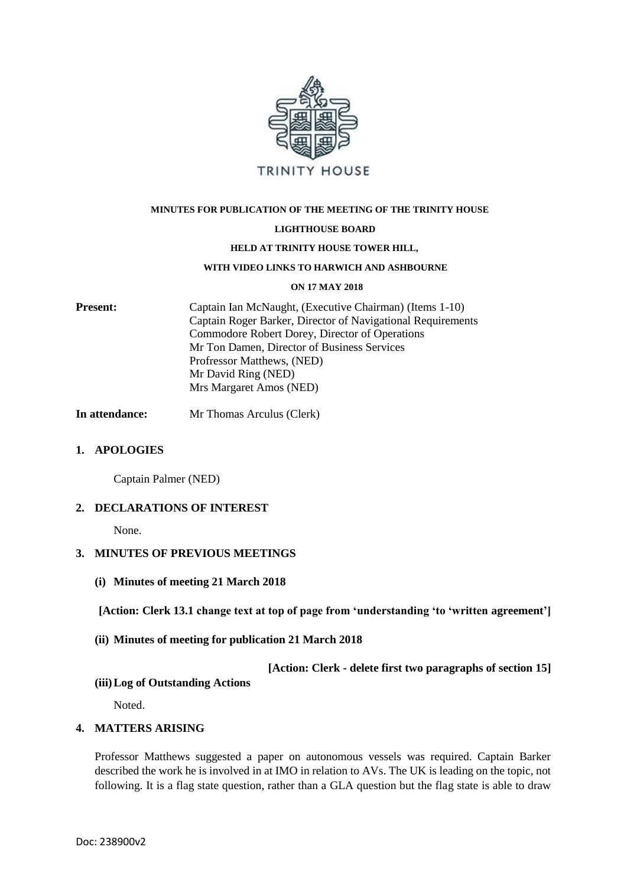TRINITY HOUSE

**MINUTES FOR PUBLICATION OF THE MEETING OF THE TRINITY HOUSE**

**LIGHTHOUSE BOARD**

**HELD AT TRINITY HOUSE TOWER HILL,**

**WITH VIDEO LINKS TO HARWICH AND ASHBOURNE**

**ON 17 MAY 2018**

**Present:**
Captain Ian McNaught, (Executive Chairman) (Items 1-10)
Captain Roger Barker, Director of Navigational Requirements
Commodore Robert Dorey, Director of Operations
Mr Ton Damen, Director of Business Services
Professor Matthews, (NED)
Mr David Ring (NED)
Mrs Margaret Amos (NED)

**In attendance:** Mr Thomas Arculus (Clerk)

## 1. APOLOGIES

Captain Palmer (NED)

## 2. DECLARATIONS OF INTEREST

None.

## 3. MINUTES OF PREVIOUS MEETINGS

### (i) Minutes of meeting 21 March 2018

**[Action: Clerk 13.1 change text at top of page from 'understanding 'to 'written agreement']**

### (ii) Minutes of meeting for publication 21 March 2018

**[Action: Clerk - delete first two paragraphs of section 15]**

### (iii) Log of Outstanding Actions

Noted.

## 4. MATTERS ARISING

Professor Matthews suggested a paper on autonomous vessels was required. Captain Barker described the work he is involved in at IMO in relation to AVs. The UK is leading on the topic, not following. It is a flag state question, rather than a GLA question but the flag state is able to draw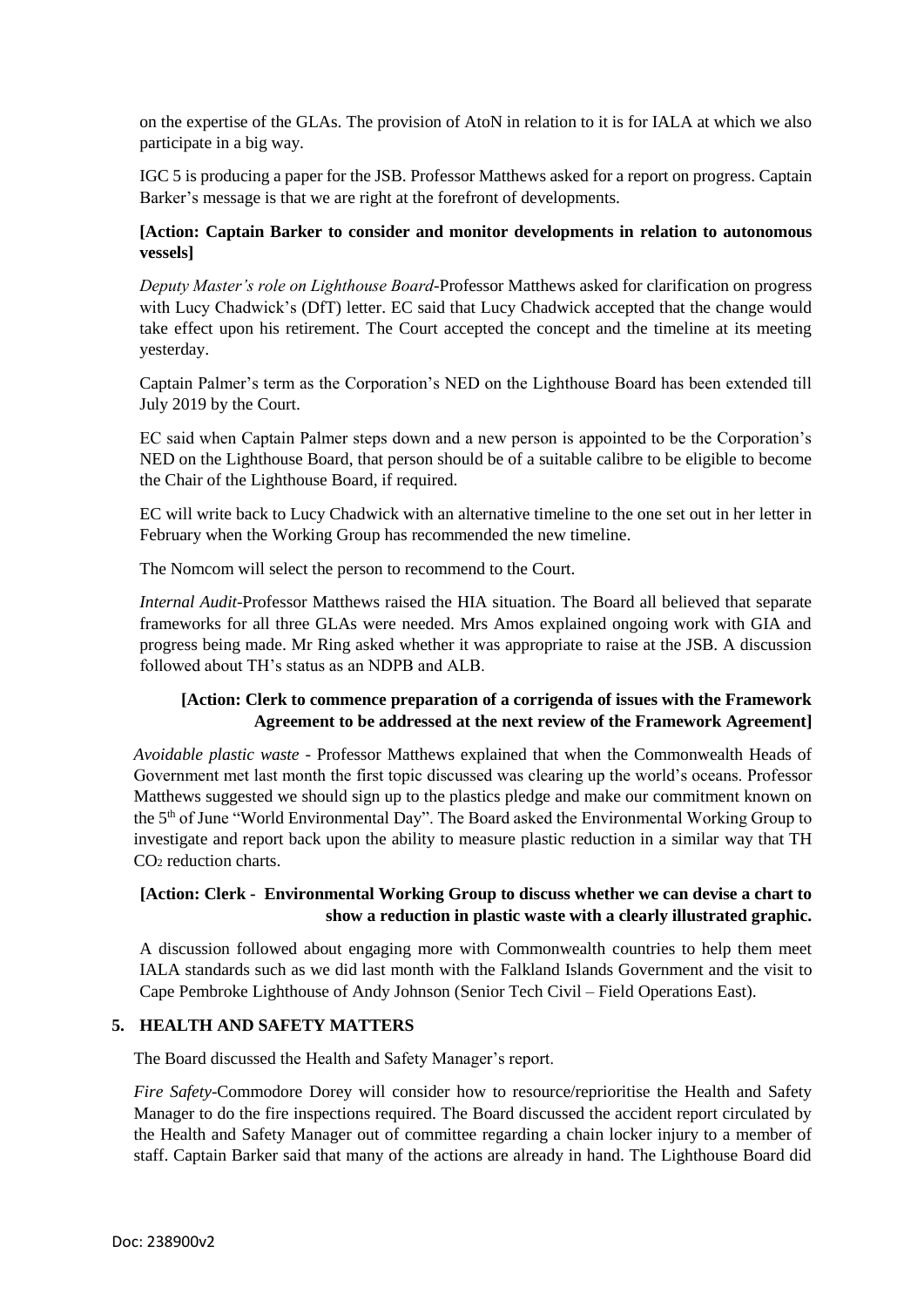on the expertise of the GLAs. The provision of AtoN in relation to it is for IALA at which we also participate in a big way.

IGC 5 is producing a paper for the JSB. Professor Matthews asked for a report on progress. Captain Barker's message is that we are right at the forefront of developments.

**[Action: Captain Barker to consider and monitor developments in relation to autonomous vessels]**

*Deputy Master's role on Lighthouse Board*-Professor Matthews asked for clarification on progress with Lucy Chadwick's (DfT) letter. EC said that Lucy Chadwick accepted that the change would take effect upon his retirement. The Court accepted the concept and the timeline at its meeting yesterday.

Captain Palmer's term as the Corporation's NED on the Lighthouse Board has been extended till July 2019 by the Court.

EC said when Captain Palmer steps down and a new person is appointed to be the Corporation's NED on the Lighthouse Board, that person should be of a suitable calibre to be eligible to become the Chair of the Lighthouse Board, if required.

EC will write back to Lucy Chadwick with an alternative timeline to the one set out in her letter in February when the Working Group has recommended the new timeline.

The Nomcom will select the person to recommend to the Court.

*Internal Audit*-Professor Matthews raised the HIA situation. The Board all believed that separate frameworks for all three GLAs were needed. Mrs Amos explained ongoing work with GIA and progress being made. Mr Ring asked whether it was appropriate to raise at the JSB. A discussion followed about TH's status as an NDPB and ALB.

**[Action: Clerk to commence preparation of a corrigenda of issues with the Framework Agreement to be addressed at the next review of the Framework Agreement]**

*Avoidable plastic waste* - Professor Matthews explained that when the Commonwealth Heads of Government met last month the first topic discussed was clearing up the world's oceans. Professor Matthews suggested we should sign up to the plastics pledge and make our commitment known on the 5th of June "World Environmental Day". The Board asked the Environmental Working Group to investigate and report back upon the ability to measure plastic reduction in a similar way that TH $CO_2$ reduction charts.

**[Action: Clerk - Environmental Working Group to discuss whether we can devise a chart to show a reduction in plastic waste with a clearly illustrated graphic.**

A discussion followed about engaging more with Commonwealth countries to help them meet IALA standards such as we did last month with the Falkland Islands Government and the visit to Cape Pembroke Lighthouse of Andy Johnson (Senior Tech Civil – Field Operations East).

## 5. HEALTH AND SAFETY MATTERS

The Board discussed the Health and Safety Manager's report.

*Fire Safety*-Commodore Dorey will consider how to resource/reprioritise the Health and Safety Manager to do the fire inspections required. The Board discussed the accident report circulated by the Health and Safety Manager out of committee regarding a chain locker injury to a member of staff. Captain Barker said that many of the actions are already in hand. The Lighthouse Board did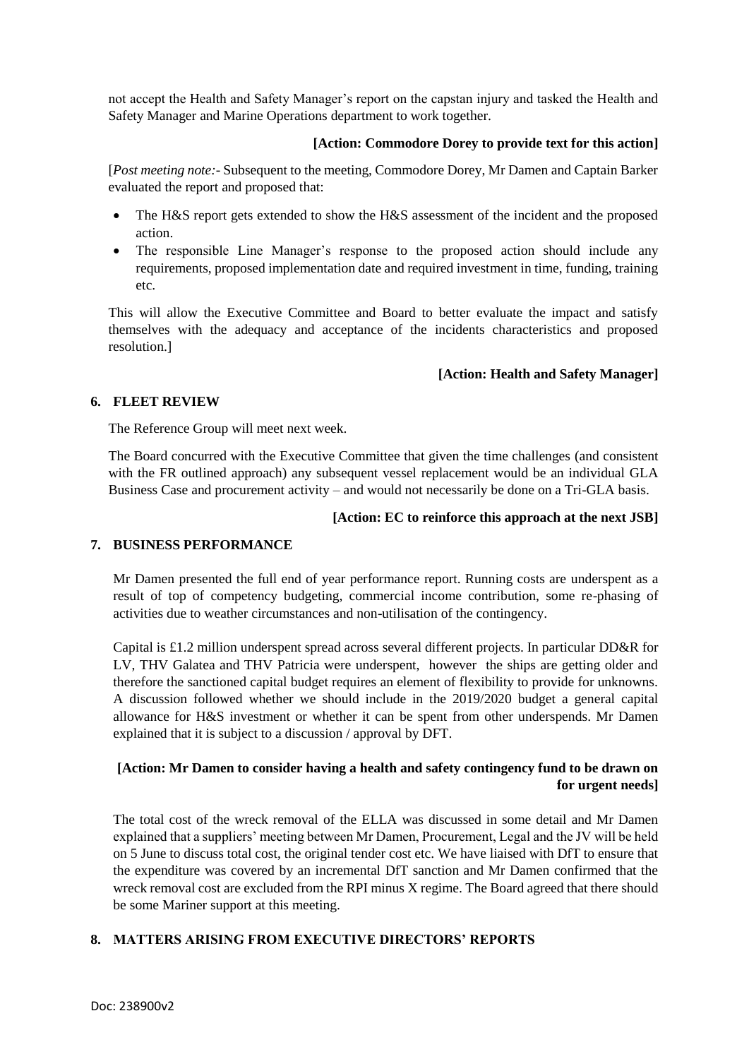not accept the Health and Safety Manager's report on the capstan injury and tasked the Health and Safety Manager and Marine Operations department to work together.

**[Action: Commodore Dorey to provide text for this action]**

[*Post meeting note:-* Subsequent to the meeting, Commodore Dorey, Mr Damen and Captain Barker evaluated the report and proposed that:

- The H&S report gets extended to show the H&S assessment of the incident and the proposed action.
- The responsible Line Manager's response to the proposed action should include any requirements, proposed implementation date and required investment in time, funding, training etc.

This will allow the Executive Committee and Board to better evaluate the impact and satisfy themselves with the adequacy and acceptance of the incidents characteristics and proposed resolution.]

**[Action: Health and Safety Manager]**

## 6. FLEET REVIEW

The Reference Group will meet next week.

The Board concurred with the Executive Committee that given the time challenges (and consistent with the FR outlined approach) any subsequent vessel replacement would be an individual GLA Business Case and procurement activity – and would not necessarily be done on a Tri-GLA basis.

**[Action: EC to reinforce this approach at the next JSB]**

## 7. BUSINESS PERFORMANCE

Mr Damen presented the full end of year performance report. Running costs are underspent as a result of top of competency budgeting, commercial income contribution, some re-phasing of activities due to weather circumstances and non-utilisation of the contingency.

Capital is £1.2 million underspent spread across several different projects. In particular DD&R for LV, THV Galatea and THV Patricia were underspent, however the ships are getting older and therefore the sanctioned capital budget requires an element of flexibility to provide for unknowns. A discussion followed whether we should include in the 2019/2020 budget a general capital allowance for H&S investment or whether it can be spent from other underspends. Mr Damen explained that it is subject to a discussion / approval by DFT.

**[Action: Mr Damen to consider having a health and safety contingency fund to be drawn on for urgent needs]**

The total cost of the wreck removal of the ELLA was discussed in some detail and Mr Damen explained that a suppliers' meeting between Mr Damen, Procurement, Legal and the JV will be held on 5 June to discuss total cost, the original tender cost etc. We have liaised with DfT to ensure that the expenditure was covered by an incremental DfT sanction and Mr Damen confirmed that the wreck removal cost are excluded from the RPI minus X regime. The Board agreed that there should be some Mariner support at this meeting.

## 8. MATTERS ARISING FROM EXECUTIVE DIRECTORS' REPORTS

Doc: 238900v2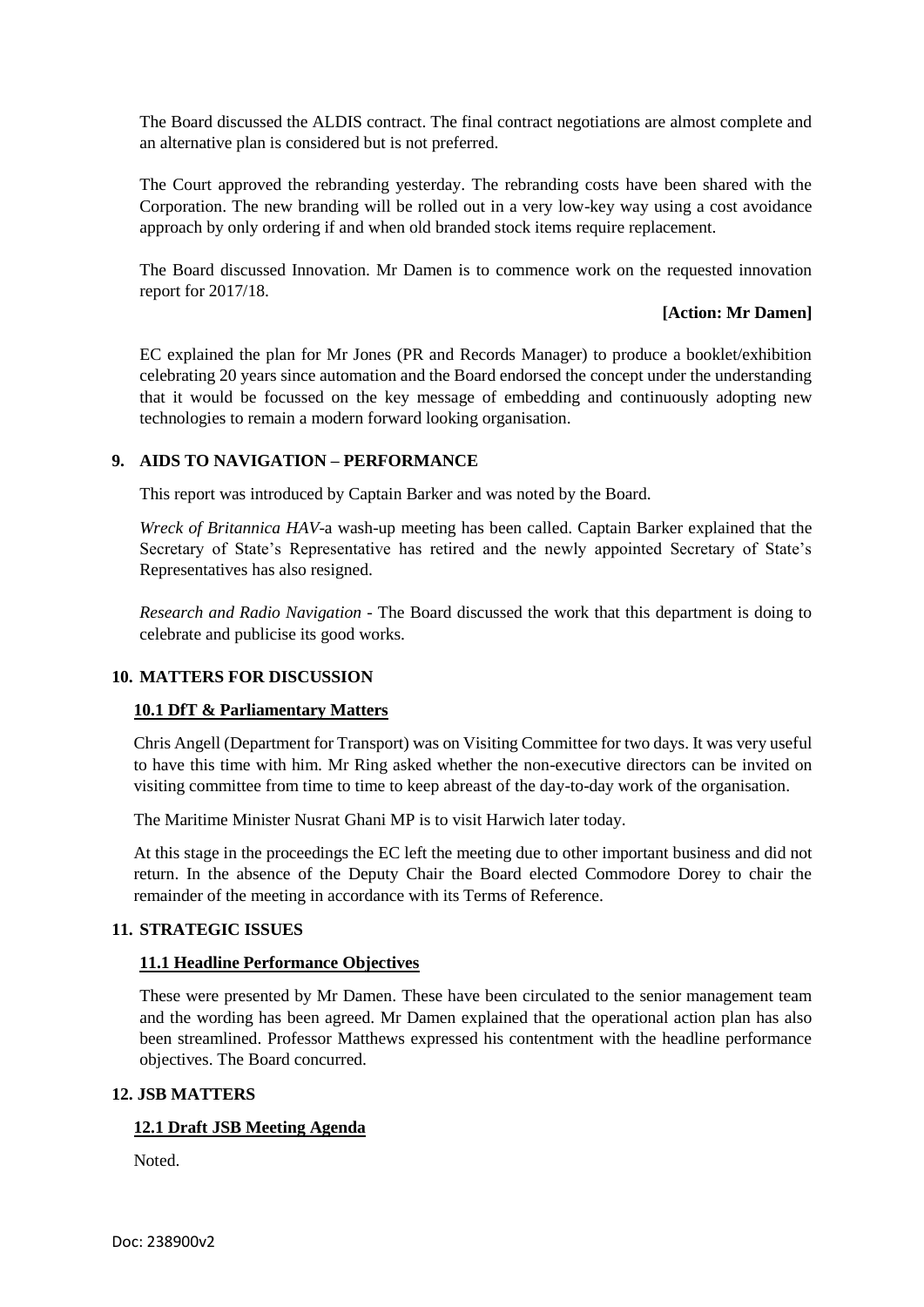The Board discussed the ALDIS contract. The final contract negotiations are almost complete and an alternative plan is considered but is not preferred.

The Court approved the rebranding yesterday. The rebranding costs have been shared with the Corporation. The new branding will be rolled out in a very low-key way using a cost avoidance approach by only ordering if and when old branded stock items require replacement.

The Board discussed Innovation. Mr Damen is to commence work on the requested innovation report for 2017/18.

**[Action: Mr Damen]**

EC explained the plan for Mr Jones (PR and Records Manager) to produce a booklet/exhibition celebrating 20 years since automation and the Board endorsed the concept under the understanding that it would be focussed on the key message of embedding and continuously adopting new technologies to remain a modern forward looking organisation.

## 9. AIDS TO NAVIGATION – PERFORMANCE

This report was introduced by Captain Barker and was noted by the Board.

*Wreck of Britannica HAV*-a wash-up meeting has been called. Captain Barker explained that the Secretary of State's Representative has retired and the newly appointed Secretary of State's Representatives has also resigned.

*Research and Radio Navigation* - The Board discussed the work that this department is doing to celebrate and publicise its good works.

## 10. MATTERS FOR DISCUSSION

### 10.1 DfT & Parliamentary Matters

Chris Angell (Department for Transport) was on Visiting Committee for two days. It was very useful to have this time with him. Mr Ring asked whether the non-executive directors can be invited on visiting committee from time to time to keep abreast of the day-to-day work of the organisation.

The Maritime Minister Nusrat Ghani MP is to visit Harwich later today.

At this stage in the proceedings the EC left the meeting due to other important business and did not return. In the absence of the Deputy Chair the Board elected Commodore Dorey to chair the remainder of the meeting in accordance with its Terms of Reference.

## 11. STRATEGIC ISSUES

### 11.1 Headline Performance Objectives

These were presented by Mr Damen. These have been circulated to the senior management team and the wording has been agreed. Mr Damen explained that the operational action plan has also been streamlined. Professor Matthews expressed his contentment with the headline performance objectives. The Board concurred.

## 12. JSB MATTERS

### 12.1 Draft JSB Meeting Agenda

Noted.

Doc: 238900v2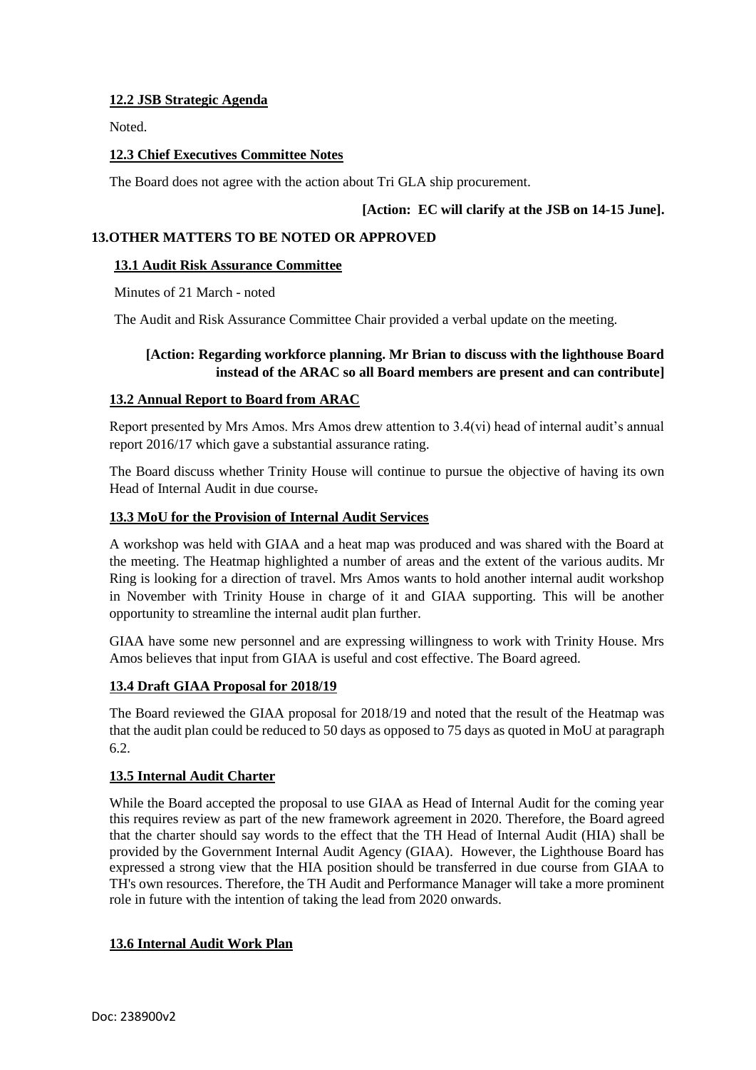### 12.2 JSB Strategic Agenda

Noted.

### 12.3 Chief Executives Committee Notes

The Board does not agree with the action about Tri GLA ship procurement.

**[Action: EC will clarify at the JSB on 14-15 June].**

## 13. OTHER MATTERS TO BE NOTED OR APPROVED

### 13.1 Audit Risk Assurance Committee

Minutes of 21 March - noted

The Audit and Risk Assurance Committee Chair provided a verbal update on the meeting.

**[Action: Regarding workforce planning. Mr Brian to discuss with the lighthouse Board instead of the ARAC so all Board members are present and can contribute]**

### 13.2 Annual Report to Board from ARAC

Report presented by Mrs Amos. Mrs Amos drew attention to 3.4(vi) head of internal audit's annual report 2016/17 which gave a substantial assurance rating.

The Board discuss whether Trinity House will continue to pursue the objective of having its own Head of Internal Audit in due course.

### 13.3 MoU for the Provision of Internal Audit Services

A workshop was held with GIAA and a heat map was produced and was shared with the Board at the meeting. The Heatmap highlighted a number of areas and the extent of the various audits. Mr Ring is looking for a direction of travel. Mrs Amos wants to hold another internal audit workshop in November with Trinity House in charge of it and GIAA supporting. This will be another opportunity to streamline the internal audit plan further.

GIAA have some new personnel and are expressing willingness to work with Trinity House. Mrs Amos believes that input from GIAA is useful and cost effective. The Board agreed.

### 13.4 Draft GIAA Proposal for 2018/19

The Board reviewed the GIAA proposal for 2018/19 and noted that the result of the Heatmap was that the audit plan could be reduced to 50 days as opposed to 75 days as quoted in MoU at paragraph 6.2.

### 13.5 Internal Audit Charter

While the Board accepted the proposal to use GIAA as Head of Internal Audit for the coming year this requires review as part of the new framework agreement in 2020. Therefore, the Board agreed that the charter should say words to the effect that the TH Head of Internal Audit (HIA) shall be provided by the Government Internal Audit Agency (GIAA). However, the Lighthouse Board has expressed a strong view that the HIA position should be transferred in due course from GIAA to TH's own resources. Therefore, the TH Audit and Performance Manager will take a more prominent role in future with the intention of taking the lead from 2020 onwards.

### 13.6 Internal Audit Work Plan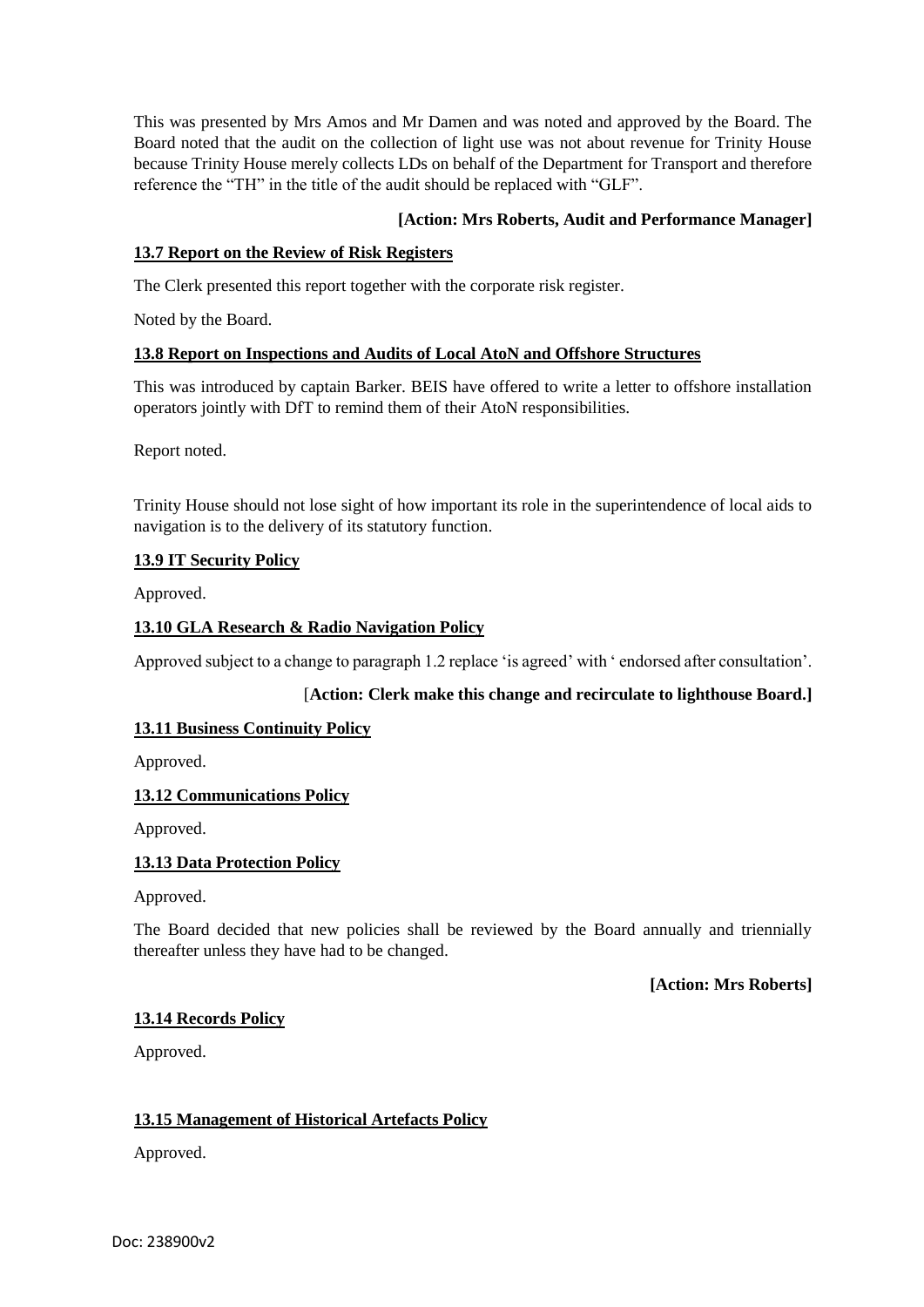This was presented by Mrs Amos and Mr Damen and was noted and approved by the Board. The Board noted that the audit on the collection of light use was not about revenue for Trinity House because Trinity House merely collects LDs on behalf of the Department for Transport and therefore reference the "TH" in the title of the audit should be replaced with "GLF".

**[Action: Mrs Roberts, Audit and Performance Manager]**

**13.7 Report on the Review of Risk Registers**

The Clerk presented this report together with the corporate risk register.

Noted by the Board.

**13.8 Report on Inspections and Audits of Local AtoN and Offshore Structures**

This was introduced by captain Barker. BEIS have offered to write a letter to offshore installation operators jointly with DfT to remind them of their AtoN responsibilities.

Report noted.

Trinity House should not lose sight of how important its role in the superintendence of local aids to navigation is to the delivery of its statutory function.

**13.9 IT Security Policy**

Approved.

**13.10 GLA Research & Radio Navigation Policy**

Approved subject to a change to paragraph 1.2 replace 'is agreed' with ' endorsed after consultation'.

[**Action: Clerk make this change and recirculate to lighthouse Board.]**

**13.11 Business Continuity Policy**

Approved.

**13.12 Communications Policy**

Approved.

**13.13 Data Protection Policy**

Approved.

The Board decided that new policies shall be reviewed by the Board annually and triennially thereafter unless they have had to be changed.

**[Action: Mrs Roberts]**

**13.14 Records Policy**

Approved.

**13.15 Management of Historical Artefacts Policy**

Approved.

Doc: 238900v2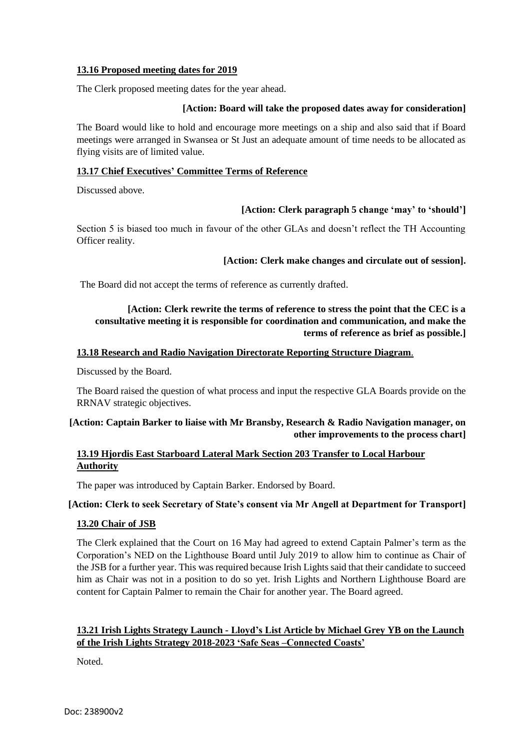**13.16 Proposed meeting dates for 2019**

The Clerk proposed meeting dates for the year ahead.

**[Action: Board will take the proposed dates away for consideration]**

The Board would like to hold and encourage more meetings on a ship and also said that if Board meetings were arranged in Swansea or St Just an adequate amount of time needs to be allocated as flying visits are of limited value.

**13.17 Chief Executives' Committee Terms of Reference**

Discussed above.

**[Action: Clerk paragraph 5 change 'may' to 'should']**

Section 5 is biased too much in favour of the other GLAs and doesn't reflect the TH Accounting Officer reality.

**[Action: Clerk make changes and circulate out of session].**

The Board did not accept the terms of reference as currently drafted.

**[Action: Clerk rewrite the terms of reference to stress the point that the CEC is a consultative meeting it is responsible for coordination and communication, and make the terms of reference as brief as possible.]**

**13.18 Research and Radio Navigation Directorate Reporting Structure Diagram.**

Discussed by the Board.

The Board raised the question of what process and input the respective GLA Boards provide on the RRNAV strategic objectives.

**[Action: Captain Barker to liaise with Mr Bransby, Research & Radio Navigation manager, on other improvements to the process chart]**

**13.19 Hjordis East Starboard Lateral Mark Section 203 Transfer to Local Harbour Authority**

The paper was introduced by Captain Barker. Endorsed by Board.

**[Action: Clerk to seek Secretary of State's consent via Mr Angell at Department for Transport]**

**13.20 Chair of JSB**

The Clerk explained that the Court on 16 May had agreed to extend Captain Palmer's term as the Corporation's NED on the Lighthouse Board until July 2019 to allow him to continue as Chair of the JSB for a further year. This was required because Irish Lights said that their candidate to succeed him as Chair was not in a position to do so yet. Irish Lights and Northern Lighthouse Board are content for Captain Palmer to remain the Chair for another year. The Board agreed.

**13.21 Irish Lights Strategy Launch - Lloyd's List Article by Michael Grey YB on the Launch of the Irish Lights Strategy 2018-2023 'Safe Seas –Connected Coasts'**

Noted.

Doc: 238900v2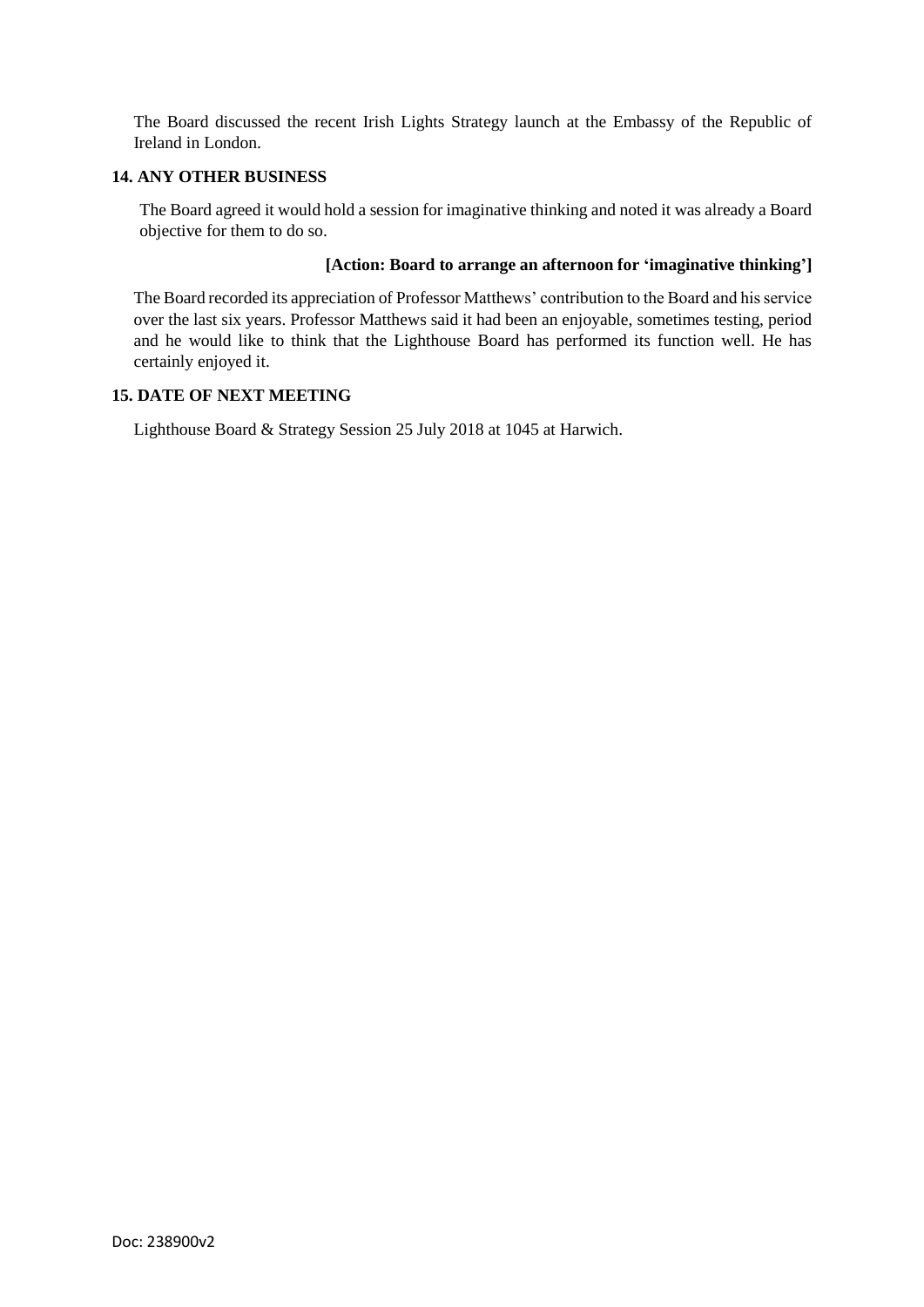The Board discussed the recent Irish Lights Strategy launch at the Embassy of the Republic of Ireland in London.

## 14. ANY OTHER BUSINESS

The Board agreed it would hold a session for imaginative thinking and noted it was already a Board objective for them to do so.

**[Action: Board to arrange an afternoon for 'imaginative thinking']**

The Board recorded its appreciation of Professor Matthews' contribution to the Board and his service over the last six years. Professor Matthews said it had been an enjoyable, sometimes testing, period and he would like to think that the Lighthouse Board has performed its function well. He has certainly enjoyed it.

## 15. DATE OF NEXT MEETING

Lighthouse Board & Strategy Session 25 July 2018 at 1045 at Harwich.

Doc: 238900v2